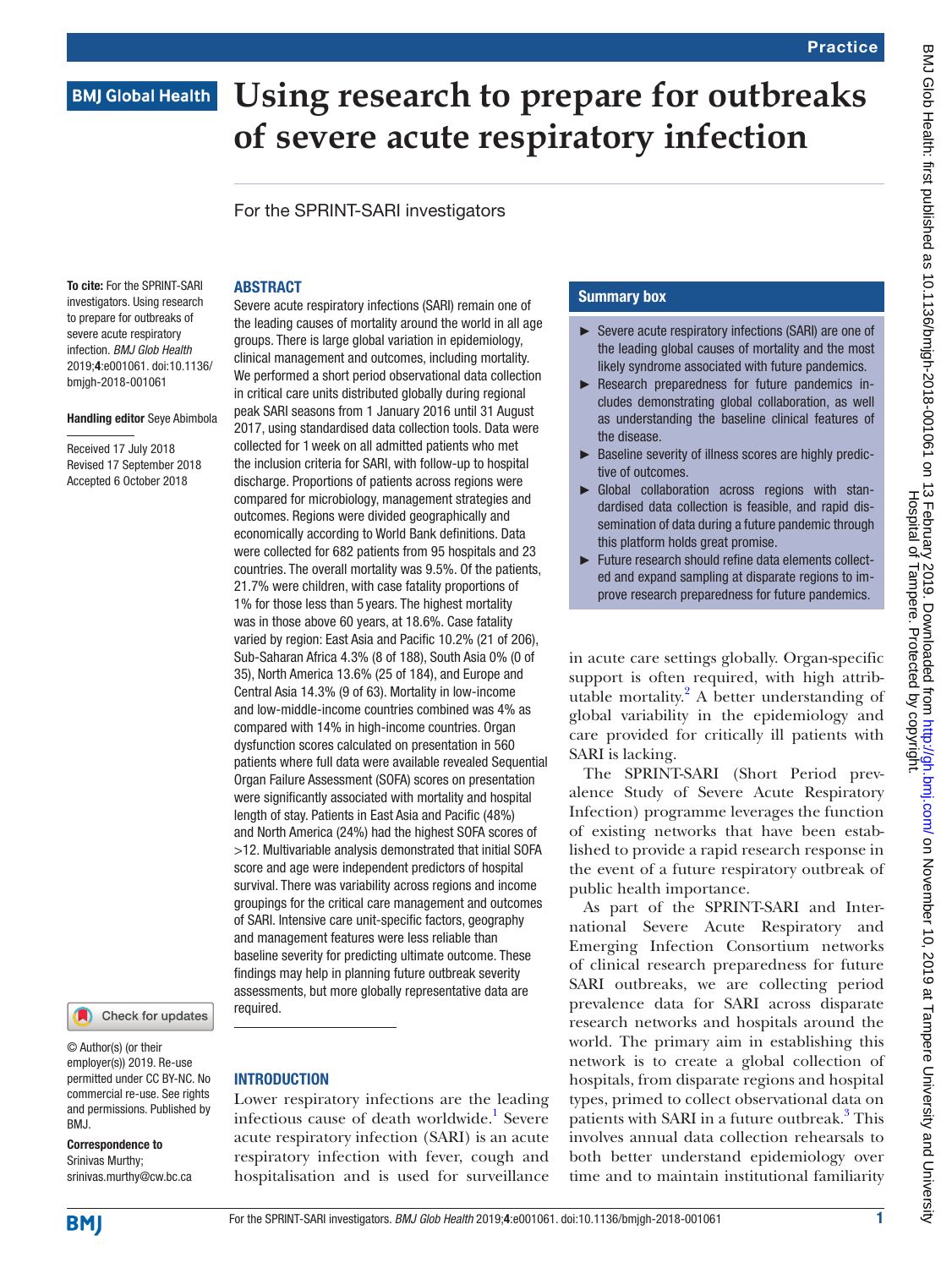# Using research to prepare for outbreaks of severe acute respiratory infection

For the SPRINT-SARI investigators

**To cite:** For the SPRINT-SARI investigators. Using research to prepare for outbreaks of severe acute respiratory infection. *BMJ Glob Health* 2019;**4**:e001061. doi:10.1136/bmjgh-2018-001061

**Handling editor** Seye Abimbola

Received 17 July 2018
Revised 17 September 2018
Accepted 6 October 2018

© Author(s) (or their employer(s)) 2019. Re-use permitted under CC BY-NC. No commercial re-use. See rights and permissions. Published by BMJ.

**Correspondence to**
Srinivas Murthy;
srinivas.murthy@cw.bc.ca

## ABSTRACT

Severe acute respiratory infections (SARI) remain one of the leading causes of mortality around the world in all age groups. There is large global variation in epidemiology, clinical management and outcomes, including mortality. We performed a short period observational data collection in critical care units distributed globally during regional peak SARI seasons from 1 January 2016 until 31 August 2017, using standardised data collection tools. Data were collected for 1 week on all admitted patients who met the inclusion criteria for SARI, with follow-up to hospital discharge. Proportions of patients across regions were compared for microbiology, management strategies and outcomes. Regions were divided geographically and economically according to World Bank definitions. Data were collected for 682 patients from 95 hospitals and 23 countries. The overall mortality was 9.5%. Of the patients, 21.7% were children, with case fatality proportions of 1% for those less than 5 years. The highest mortality was in those above 60 years, at 18.6%. Case fatality varied by region: East Asia and Pacific 10.2% (21 of 206), Sub-Saharan Africa 4.3% (8 of 188), South Asia 0% (0 of 35), North America 13.6% (25 of 184), and Europe and Central Asia 14.3% (9 of 63). Mortality in low-income and low-middle-income countries combined was 4% as compared with 14% in high-income countries. Organ dysfunction scores calculated on presentation in 560 patients where full data were available revealed Sequential Organ Failure Assessment (SOFA) scores on presentation were significantly associated with mortality and hospital length of stay. Patients in East Asia and Pacific (48%) and North America (24%) had the highest SOFA scores of >12. Multivariable analysis demonstrated that initial SOFA score and age were independent predictors of hospital survival. There was variability across regions and income groupings for the critical care management and outcomes of SARI. Intensive care unit-specific factors, geography and management features were less reliable than baseline severity for predicting ultimate outcome. These findings may help in planning future outbreak severity assessments, but more globally representative data are required.

## Summary box

- Severe acute respiratory infections (SARI) are one of the leading global causes of mortality and the most likely syndrome associated with future pandemics.
- Research preparedness for future pandemics includes demonstrating global collaboration, as well as understanding the baseline clinical features of the disease.
- Baseline severity of illness scores are highly predictive of outcomes.
- Global collaboration across regions with standardised data collection is feasible, and rapid dissemination of data during a future pandemic through this platform holds great promise.
- Future research should refine data elements collected and expand sampling at disparate regions to improve research preparedness for future pandemics.

## INTRODUCTION

Lower respiratory infections are the leading infectious cause of death worldwide.[1] Severe acute respiratory infection (SARI) is an acute respiratory infection with fever, cough and hospitalisation and is used for surveillance in acute care settings globally. Organ-specific support is often required, with high attributable mortality.[2] A better understanding of global variability in the epidemiology and care provided for critically ill patients with SARI is lacking.

The SPRINT-SARI (Short Period prevalence Study of Severe Acute Respiratory Infection) programme leverages the function of existing networks that have been established to provide a rapid research response in the event of a future respiratory outbreak of public health importance.

As part of the SPRINT-SARI and International Severe Acute Respiratory and Emerging Infection Consortium networks of clinical research preparedness for future SARI outbreaks, we are collecting period prevalence data for SARI across disparate research networks and hospitals around the world. The primary aim in establishing this network is to create a global collection of hospitals, from disparate regions and hospital types, primed to collect observational data on patients with SARI in a future outbreak.[3] This involves annual data collection rehearsals to both better understand epidemiology over time and to maintain institutional familiarity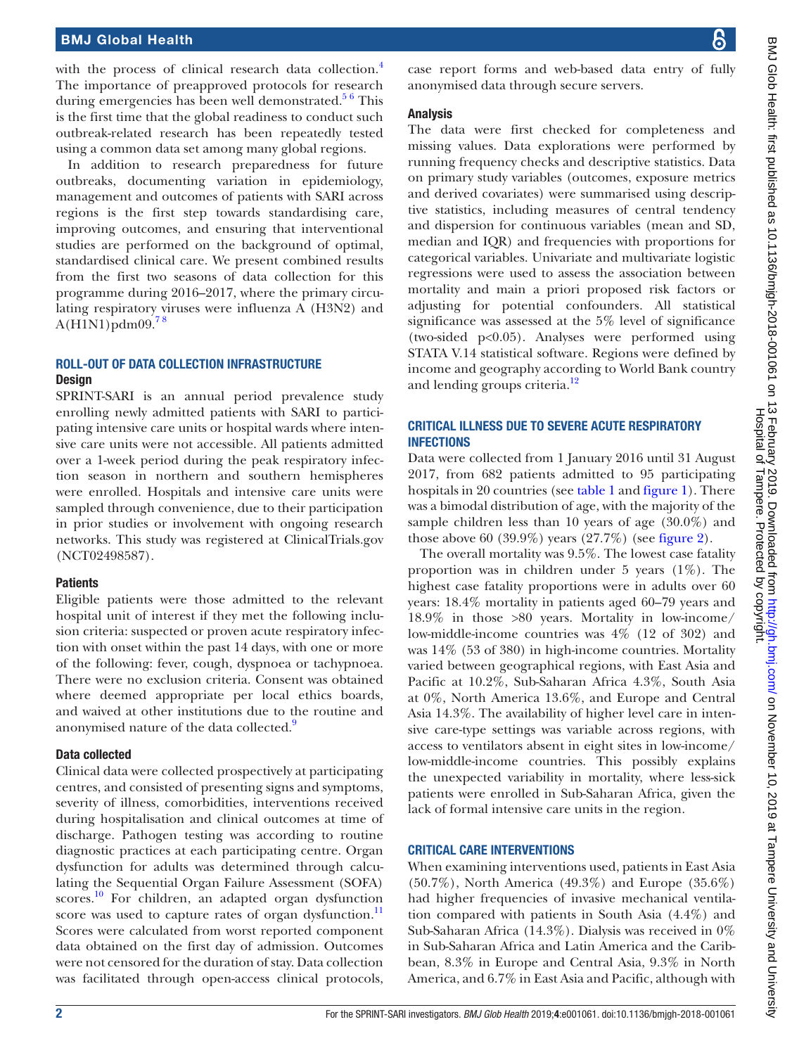with the process of clinical research data collection.[4] The importance of preapproved protocols for research during emergencies has been well demonstrated.[5 6] This is the first time that the global readiness to conduct such outbreak-related research has been repeatedly tested using a common data set among many global regions.

In addition to research preparedness for future outbreaks, documenting variation in epidemiology, management and outcomes of patients with SARI across regions is the first step towards standardising care, improving outcomes, and ensuring that interventional studies are performed on the background of optimal, standardised clinical care. We present combined results from the first two seasons of data collection for this programme during 2016–2017, where the primary circulating respiratory viruses were influenza A (H3N2) and A(H1N1)pdm09.[7 8]

## ROLL-OUT OF DATA COLLECTION INFRASTRUCTURE

### Design

SPRINT-SARI is an annual period prevalence study enrolling newly admitted patients with SARI to participating intensive care units or hospital wards where intensive care units were not accessible. All patients admitted over a 1-week period during the peak respiratory infection season in northern and southern hemispheres were enrolled. Hospitals and intensive care units were sampled through convenience, due to their participation in prior studies or involvement with ongoing research networks. This study was registered at ClinicalTrials.gov (NCT02498587).

### Patients

Eligible patients were those admitted to the relevant hospital unit of interest if they met the following inclusion criteria: suspected or proven acute respiratory infection with onset within the past 14 days, with one or more of the following: fever, cough, dyspnoea or tachypnoea. There were no exclusion criteria. Consent was obtained where deemed appropriate per local ethics boards, and waived at other institutions due to the routine and anonymised nature of the data collected.[9]

### Data collected

Clinical data were collected prospectively at participating centres, and consisted of presenting signs and symptoms, severity of illness, comorbidities, interventions received during hospitalisation and clinical outcomes at time of discharge. Pathogen testing was according to routine diagnostic practices at each participating centre. Organ dysfunction for adults was determined through calculating the Sequential Organ Failure Assessment (SOFA) scores.[10] For children, an adapted organ dysfunction score was used to capture rates of organ dysfunction.[11] Scores were calculated from worst reported component data obtained on the first day of admission. Outcomes were not censored for the duration of stay. Data collection was facilitated through open-access clinical protocols, case report forms and web-based data entry of fully anonymised data through secure servers.

### Analysis

The data were first checked for completeness and missing values. Data explorations were performed by running frequency checks and descriptive statistics. Data on primary study variables (outcomes, exposure metrics and derived covariates) were summarised using descriptive statistics, including measures of central tendency and dispersion for continuous variables (mean and SD, median and IQR) and frequencies with proportions for categorical variables. Univariate and multivariate logistic regressions were used to assess the association between mortality and main a priori proposed risk factors or adjusting for potential confounders. All statistical significance was assessed at the 5% level of significance (two-sided $p<0.05$). Analyses were performed using STATA V.14 statistical software. Regions were defined by income and geography according to World Bank country and lending groups criteria.[12]

## CRITICAL ILLNESS DUE TO SEVERE ACUTE RESPIRATORY INFECTIONS

Data were collected from 1 January 2016 until 31 August 2017, from 682 patients admitted to 95 participating hospitals in 20 countries (see table 1 and figure 1). There was a bimodal distribution of age, with the majority of the sample children less than 10 years of age (30.0%) and those above 60 (39.9%) years (27.7%) (see figure 2).

The overall mortality was 9.5%. The lowest case fatality proportion was in children under 5 years (1%). The highest case fatality proportions were in adults over 60 years: 18.4% mortality in patients aged 60–79 years and 18.9% in those >80 years. Mortality in low-income/low-middle-income countries was 4% (12 of 302) and was 14% (53 of 380) in high-income countries. Mortality varied between geographical regions, with East Asia and Pacific at 10.2%, Sub-Saharan Africa 4.3%, South Asia at 0%, North America 13.6%, and Europe and Central Asia 14.3%. The availability of higher level care in intensive care-type settings was variable across regions, with access to ventilators absent in eight sites in low-income/low-middle-income countries. This possibly explains the unexpected variability in mortality, where less-sick patients were enrolled in Sub-Saharan Africa, given the lack of formal intensive care units in the region.

## CRITICAL CARE INTERVENTIONS

When examining interventions used, patients in East Asia (50.7%), North America (49.3%) and Europe (35.6%) had higher frequencies of invasive mechanical ventilation compared with patients in South Asia (4.4%) and Sub-Saharan Africa (14.3%). Dialysis was received in 0% in Sub-Saharan Africa and Latin America and the Caribbean, 8.3% in Europe and Central Asia, 9.3% in North America, and 6.7% in East Asia and Pacific, although with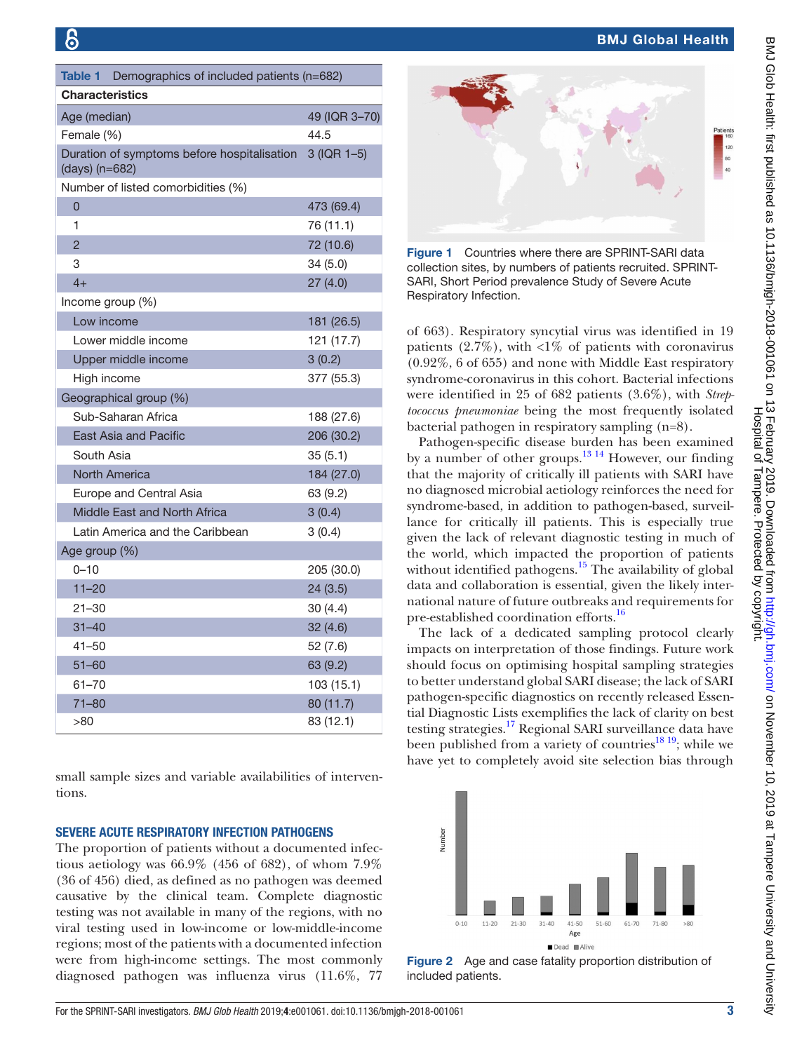**Table 1** Demographics of included patients (n=682)

| Characteristics | |
|---|---|
| Age (median) | 49 (IQR 3–70) |
| Female (%) | 44.5 |
| Duration of symptoms before hospitalisation (days) (n=682) | 3 (IQR 1–5) |
| Number of listed comorbidities (%) | |
| 0 | 473 (69.4) |
| 1 | 76 (11.1) |
| 2 | 72 (10.6) |
| 3 | 34 (5.0) |
| 4+ | 27 (4.0) |
| Income group (%) | |
| Low income | 181 (26.5) |
| Lower middle income | 121 (17.7) |
| Upper middle income | 3 (0.2) |
| High income | 377 (55.3) |
| Geographical group (%) | |
| Sub-Saharan Africa | 188 (27.6) |
| East Asia and Pacific | 206 (30.2) |
| South Asia | 35 (5.1) |
| North America | 184 (27.0) |
| Europe and Central Asia | 63 (9.2) |
| Middle East and North Africa | 3 (0.4) |
| Latin America and the Caribbean | 3 (0.4) |
| Age group (%) | |
| 0–10 | 205 (30.0) |
| 11–20 | 24 (3.5) |
| 21–30 | 30 (4.4) |
| 31–40 | 32 (4.6) |
| 41–50 | 52 (7.6) |
| 51–60 | 63 (9.2) |
| 61–70 | 103 (15.1) |
| 71–80 | 80 (11.7) |
| >80 | 83 (12.1) |

small sample sizes and variable availabilities of interventions.

## SEVERE ACUTE RESPIRATORY INFECTION PATHOGENS

The proportion of patients without a documented infectious aetiology was 66.9% (456 of 682), of whom 7.9% (36 of 456) died, as defined as no pathogen was deemed causative by the clinical team. Complete diagnostic testing was not available in many of the regions, with no viral testing used in low-income or low-middle-income regions; most of the patients with a documented infection were from high-income settings. The most commonly diagnosed pathogen was influenza virus (11.6%, 77 of 663). Respiratory syncytial virus was identified in 19 patients (2.7%), with <1% of patients with coronavirus (0.92%, 6 of 655) and none with Middle East respiratory syndrome-coronavirus in this cohort. Bacterial infections were identified in 25 of 682 patients (3.6%), with *Streptococcus pneumoniae* being the most frequently isolated bacterial pathogen in respiratory sampling (n=8).

Figure 1 Countries where there are SPRINT-SARI data collection sites, by numbers of patients recruited. SPRINT-SARI, Short Period prevalence Study of Severe Acute Respiratory Infection.

Pathogen-specific disease burden has been examined by a number of other groups.[13 14] However, our finding that the majority of critically ill patients with SARI have no diagnosed microbial aetiology reinforces the need for syndrome-based, in addition to pathogen-based, surveillance for critically ill patients. This is especially true given the lack of relevant diagnostic testing in much of the world, which impacted the proportion of patients without identified pathogens.[15] The availability of global data and collaboration is essential, given the likely international nature of future outbreaks and requirements for pre-established coordination efforts.[16]

The lack of a dedicated sampling protocol clearly impacts on interpretation of those findings. Future work should focus on optimising hospital sampling strategies to better understand global SARI disease; the lack of SARI pathogen-specific diagnostics on recently released Essential Diagnostic Lists exemplifies the lack of clarity on best testing strategies.[17] Regional SARI surveillance data have been published from a variety of countries[18 19]; while we have yet to completely avoid site selection bias through

Figure 2 Age and case fatality proportion distribution of included patients.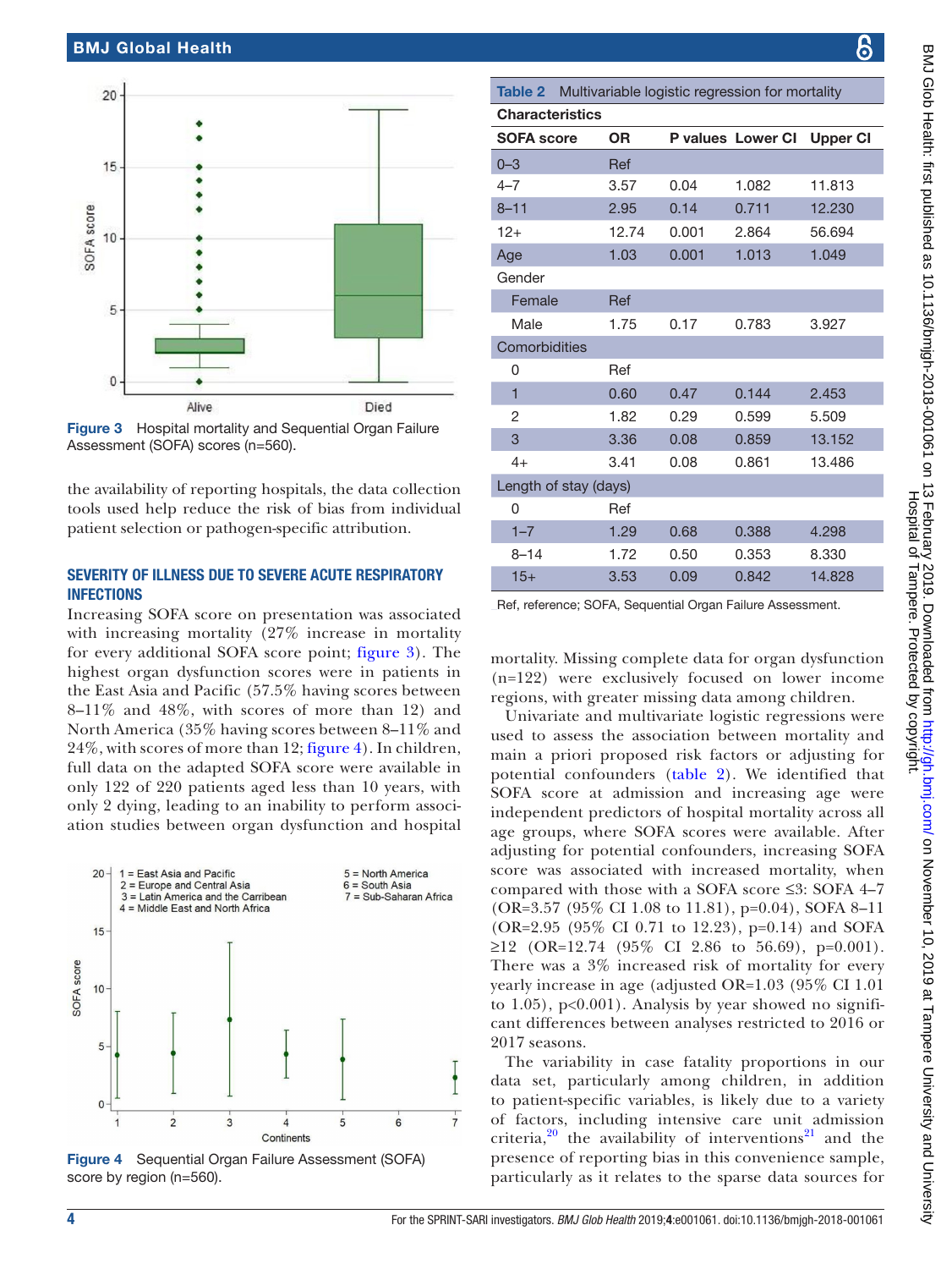Figure 3 Hospital mortality and Sequential Organ Failure Assessment (SOFA) scores (n=560).

the availability of reporting hospitals, the data collection tools used help reduce the risk of bias from individual patient selection or pathogen-specific attribution.

## SEVERITY OF ILLNESS DUE TO SEVERE ACUTE RESPIRATORY INFECTIONS

Increasing SOFA score on presentation was associated with increasing mortality (27% increase in mortality for every additional SOFA score point; figure 3). The highest organ dysfunction scores were in patients in the East Asia and Pacific (57.5% having scores between 8–11% and 48%, with scores of more than 12) and North America (35% having scores between 8–11% and 24%, with scores of more than 12; figure 4). In children, full data on the adapted SOFA score were available in only 122 of 220 patients aged less than 10 years, with only 2 dying, leading to an inability to perform association studies between organ dysfunction and hospital mortality. Missing complete data for organ dysfunction (n=122) were exclusively focused on lower income regions, with greater missing data among children.

Figure 4 Sequential Organ Failure Assessment (SOFA) score by region (n=560).

Table 2 Multivariable logistic regression for mortality

| Characteristics | | | | |
|---|---|---|---|---|
| SOFA score | OR | P values | Lower CI | Upper CI |
| 0–3 | Ref | | | |
| 4–7 | 3.57 | 0.04 | 1.082 | 11.813 |
| 8–11 | 2.95 | 0.14 | 0.711 | 12.230 |
| 12+ | 12.74 | 0.001 | 2.864 | 56.694 |
| Age | 1.03 | 0.001 | 1.013 | 1.049 |
| Gender | | | | |
| Female | Ref | | | |
| Male | 1.75 | 0.17 | 0.783 | 3.927 |
| Comorbidities | | | | |
| 0 | Ref | | | |
| 1 | 0.60 | 0.47 | 0.144 | 2.453 |
| 2 | 1.82 | 0.29 | 0.599 | 5.509 |
| 3 | 3.36 | 0.08 | 0.859 | 13.152 |
| 4+ | 3.41 | 0.08 | 0.861 | 13.486 |
| Length of stay (days) | | | | |
| 0 | Ref | | | |
| 1–7 | 1.29 | 0.68 | 0.388 | 4.298 |
| 8–14 | 1.72 | 0.50 | 0.353 | 8.330 |
| 15+ | 3.53 | 0.09 | 0.842 | 14.828 |

Ref, reference; SOFA, Sequential Organ Failure Assessment.

Univariate and multivariate logistic regressions were used to assess the association between mortality and main a priori proposed risk factors or adjusting for potential confounders (table 2). We identified that SOFA score at admission and increasing age were independent predictors of hospital mortality across all age groups, where SOFA scores were available. After adjusting for potential confounders, increasing SOFA score was associated with increased mortality, when compared with those with a SOFA score ≤3: SOFA 4–7 (OR=3.57 (95% CI 1.08 to 11.81), p=0.04), SOFA 8–11 (OR=2.95 (95% CI 0.71 to 12.23), p=0.14) and SOFA ≥12 (OR=12.74 (95% CI 2.86 to 56.69), p=0.001). There was a 3% increased risk of mortality for every yearly increase in age (adjusted OR=1.03 (95% CI 1.01 to 1.05), p<0.001). Analysis by year showed no significant differences between analyses restricted to 2016 or 2017 seasons.

The variability in case fatality proportions in our data set, particularly among children, in addition to patient-specific variables, is likely due to a variety of factors, including intensive care unit admission criteria,[20] the availability of interventions[21] and the presence of reporting bias in this convenience sample, particularly as it relates to the sparse data sources for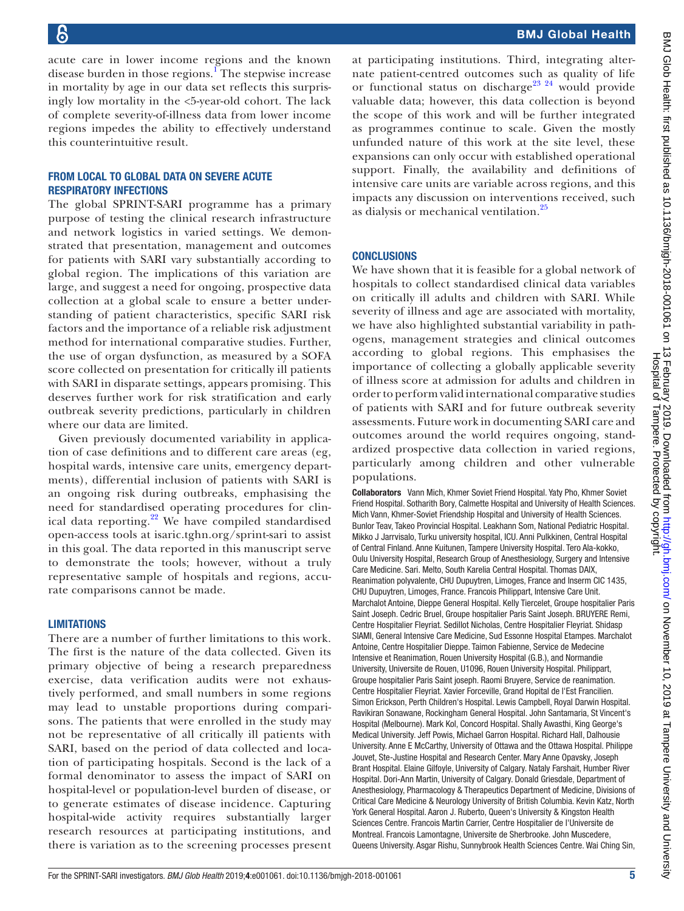acute care in lower income regions and the known disease burden in those regions.[1] The stepwise increase in mortality by age in our data set reflects this surprisingly low mortality in the <5-year-old cohort. The lack of complete severity-of-illness data from lower income regions impedes the ability to effectively understand this counterintuitive result.

## FROM LOCAL TO GLOBAL DATA ON SEVERE ACUTE RESPIRATORY INFECTIONS

The global SPRINT-SARI programme has a primary purpose of testing the clinical research infrastructure and network logistics in varied settings. We demonstrated that presentation, management and outcomes for patients with SARI vary substantially according to global region. The implications of this variation are large, and suggest a need for ongoing, prospective data collection at a global scale to ensure a better understanding of patient characteristics, specific SARI risk factors and the importance of a reliable risk adjustment method for international comparative studies. Further, the use of organ dysfunction, as measured by a SOFA score collected on presentation for critically ill patients with SARI in disparate settings, appears promising. This deserves further work for risk stratification and early outbreak severity predictions, particularly in children where our data are limited.

Given previously documented variability in application of case definitions and to different care areas (eg, hospital wards, intensive care units, emergency departments), differential inclusion of patients with SARI is an ongoing risk during outbreaks, emphasising the need for standardised operating procedures for clinical data reporting.[22] We have compiled standardised open-access tools at isaric.tghn.org/sprint-sari to assist in this goal. The data reported in this manuscript serve to demonstrate the tools; however, without a truly representative sample of hospitals and regions, accurate comparisons cannot be made.

## LIMITATIONS

There are a number of further limitations to this work. The first is the nature of the data collected. Given its primary objective of being a research preparedness exercise, data verification audits were not exhaustively performed, and small numbers in some regions may lead to unstable proportions during comparisons. The patients that were enrolled in the study may not be representative of all critically ill patients with SARI, based on the period of data collected and location of participating hospitals. Second is the lack of a formal denominator to assess the impact of SARI on hospital-level or population-level burden of disease, or to generate estimates of disease incidence. Capturing hospital-wide activity requires substantially larger research resources at participating institutions, and there is variation as to the screening processes present at participating institutions. Third, integrating alternate patient-centred outcomes such as quality of life or functional status on discharge[23,24] would provide valuable data; however, this data collection is beyond the scope of this work and will be further integrated as programmes continue to scale. Given the mostly unfunded nature of this work at the site level, these expansions can only occur with established operational support. Finally, the availability and definitions of intensive care units are variable across regions, and this impacts any discussion on interventions received, such as dialysis or mechanical ventilation.[25]

## CONCLUSIONS

We have shown that it is feasible for a global network of hospitals to collect standardised clinical data variables on critically ill adults and children with SARI. While severity of illness and age are associated with mortality, we have also highlighted substantial variability in pathogens, management strategies and clinical outcomes according to global regions. This emphasises the importance of collecting a globally applicable severity of illness score at admission for adults and children in order to perform valid international comparative studies of patients with SARI and for future outbreak severity assessments. Future work in documenting SARI care and outcomes around the world requires ongoing, standardized prospective data collection in varied regions, particularly among children and other vulnerable populations.

**Collaborators** Vann Mich, Khmer Soviet Friend Hospital. Yaty Pho, Khmer Soviet Friend Hospital. Sotharith Bory, Calmette Hospital and University of Health Sciences. Mich Vann, Khmer-Soviet Friendship Hospital and University of Health Sciences. Bunlor Teav, Takeo Provincial Hospital. Leakhann Som, National Pediatric Hospital. Mikko J Jarrvisalo, Turku university hospital, ICU. Anni Pulkkinen, Central Hospital of Central Finland. Anne Kuitunen, Tampere University Hospital. Tero Ala-kokko, Oulu University Hospital, Research Group of Anesthesiology, Surgery and Intensive Care Medicine. Sari. Melto, South Karelia Central Hospital. Thomas DAIX, Reanimation polyvalente, CHU Dupuytren, Limoges, France and Inserm CIC 1435, CHU Dupuytren, Limoges, France. Francois Philippart, Intensive Care Unit. Marchalot Antoine, Dieppe General Hospital. Kelly Tiercelet, Groupe hospitalier Paris Saint Joseph. Cedric Bruel, Groupe hospitalier Paris Saint Joseph. BRUYERE Remi, Centre Hospitalier Fleyriat. Sedillot Nicholas, Centre Hospitalier Fleyriat. Shidasp SIAMI, General Intensive Care Medicine, Sud Essonne Hospital Etampes. Marchalot Antoine, Centre Hospitalier Dieppe. Taimon Fabienne, Service de Medecine Intensive et Reanimation, Rouen University Hospital (G.B.), and Normandie University, Universite de Rouen, U1096, Rouen University Hospital. Philippart, Groupe hospitalier Paris Saint joseph. Raomi Bruyere, Service de reanimation. Centre Hospitalier Fleyriat. Xavier Forceville, Grand Hopital de l'Est Francilien. Simon Erickson, Perth Children's Hospital. Lewis Campbell, Royal Darwin Hospital. Ravikiran Sonawane, Rockingham General Hospital. John Santamaria, St Vincent's Hospital (Melbourne). Mark Kol, Concord Hospital. Shally Awasthi, King George's Medical University. Jeff Powis, Michael Garron Hospital. Richard Hall, Dalhousie University. Anne E McCarthy, University of Ottawa and the Ottawa Hospital. Philippe Jouvet, Ste-Justine Hospital and Research Center. Mary Anne Opavsky, Joseph Brant Hospital. Elaine Gilfoyle, University of Calgary. Nataly Farshait, Humber River Hospital. Dori-Ann Martin, University of Calgary. Donald Griesdale, Department of Anesthesiology, Pharmacology & Therapeutics Department of Medicine, Divisions of Critical Care Medicine & Neurology University of British Columbia. Kevin Katz, North York General Hospital. Aaron J. Ruberto, Queen's University & Kingston Health Sciences Centre. Francois Martin Carrier, Centre Hospitalier de l'Universite de Montreal. Francois Lamontagne, Universite de Sherbrooke. John Muscedere, Queens University. Asgar Rishu, Sunnybrook Health Sciences Centre. Wai Ching Sin,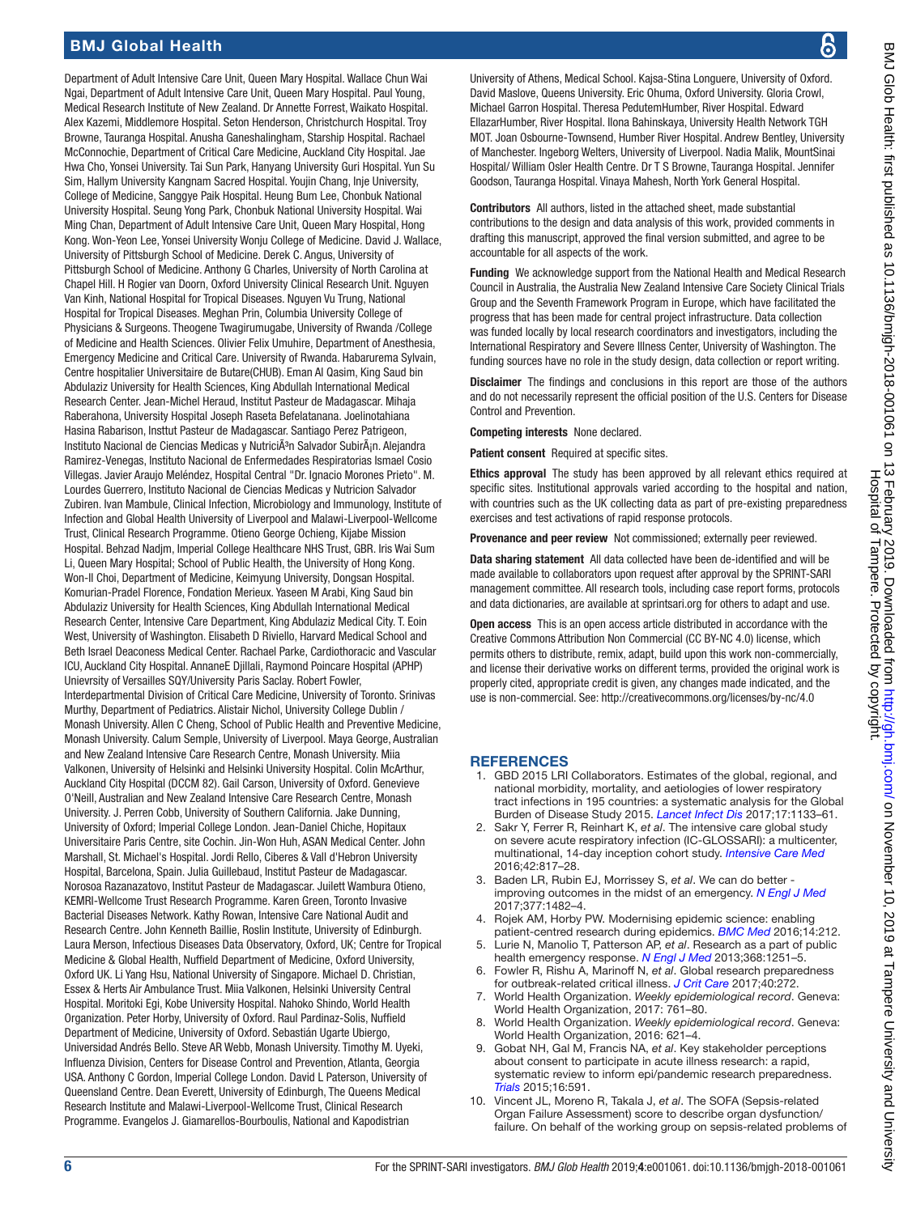Department of Adult Intensive Care Unit, Queen Mary Hospital. Wallace Chun Wai Ngai, Department of Adult Intensive Care Unit, Queen Mary Hospital. Paul Young, Medical Research Institute of New Zealand. Dr Annette Forrest, Waikato Hospital. Alex Kazemi, Middlemore Hospital. Seton Henderson, Christchurch Hospital. Troy Browne, Tauranga Hospital. Anusha Ganeshalingham, Starship Hospital. Rachael McConnochie, Department of Critical Care Medicine, Auckland City Hospital. Jae Hwa Cho, Yonsei University. Tai Sun Park, Hanyang University Guri Hospital. Yun Su Sim, Hallym University Kangnam Sacred Hospital. Youjin Chang, Inje University, College of Medicine, Sanggye Paik Hospital. Heung Bum Lee, Chonbuk National University Hospital. Seung Yong Park, Chonbuk National University Hospital. Wai Ming Chan, Department of Adult Intensive Care Unit, Queen Mary Hospital, Hong Kong. Won-Yeon Lee, Yonsei University Wonju College of Medicine. David J. Wallace, University of Pittsburgh School of Medicine. Derek C. Angus, University of Pittsburgh School of Medicine. Anthony G Charles, University of North Carolina at Chapel Hill. H Rogier van Doorn, Oxford University Clinical Research Unit. Nguyen Van Kinh, National Hospital for Tropical Diseases. Nguyen Vu Trung, National Hospital for Tropical Diseases. Meghan Prin, Columbia University College of Physicians & Surgeons. Theogene Twagirumugabe, University of Rwanda /College of Medicine and Health Sciences. Olivier Felix Umuhire, Department of Anesthesia, Emergency Medicine and Critical Care. University of Rwanda. Habarurema Sylvain, Centre hospitalier Universitaire de Butare(CHUB). Eman Al Qasim, King Saud bin Abdulaziz University for Health Sciences, King Abdullah International Medical Research Center. Jean-Michel Heraud, Institut Pasteur de Madagascar. Mihaja Raberahona, University Hospital Joseph Raseta Befelatanana. Joelinotahiana Hasina Rabarison, Insttut Pasteur de Madagascar. Santiago Perez Patrigeon, Instituto Nacional de Ciencias Medicas y NutriciÃ³n Salvador SubirÃ¡n. Alejandra Ramirez-Venegas, Instituto Nacional de Enfermedades Respiratorias Ismael Cosio Villegas. Javier Araujo Meléndez, Hospital Central "Dr. Ignacio Morones Prieto". M. Lourdes Guerrero, Instituto Nacional de Ciencias Medicas y Nutricion Salvador Zubiren. Ivan Mambule, Clinical Infection, Microbiology and Immunology, Institute of Infection and Global Health University of Liverpool and Malawi-Liverpool-Wellcome Trust, Clinical Research Programme. Otieno George Ochieng, Kijabe Mission Hospital. Behzad Nadjm, Imperial College Healthcare NHS Trust, GBR. Iris Wai Sum Li, Queen Mary Hospital; School of Public Health, the University of Hong Kong. Won-Il Choi, Department of Medicine, Keimyung University, Dongsan Hospital. Komurian-Pradel Florence, Fondation Merieux. Yaseen M Arabi, King Saud bin Abdulaziz University for Health Sciences, King Abdullah International Medical Research Center, Intensive Care Department, King Abdulaziz Medical City. T. Eoin West, University of Washington. Elisabeth D Riviello, Harvard Medical School and Beth Israel Deaconess Medical Center. Rachael Parke, Cardiothoracic and Vascular ICU, Auckland City Hospital. AnnaneE Djillali, Raymond Poincare Hospital (APHP) Unievrsity of Versailles SQY/University Paris Saclay. Robert Fowler, Interdepartmental Division of Critical Care Medicine, University of Toronto. Srinivas Murthy, Department of Pediatrics. Alistair Nichol, University College Dublin / Monash University. Allen C Cheng, School of Public Health and Preventive Medicine, Monash University. Calum Semple, University of Liverpool. Maya George, Australian and New Zealand Intensive Care Research Centre, Monash University. Miia Valkonen, University of Helsinki and Helsinki University Hospital. Colin McArthur, Auckland City Hospital (DCCM 82). Gail Carson, University of Oxford. Genevieve O'Neill, Australian and New Zealand Intensive Care Research Centre, Monash University. J. Perren Cobb, University of Southern California. Jake Dunning, University of Oxford; Imperial College London. Jean-Daniel Chiche, Hopitaux Universitaire Paris Centre, site Cochin. Jin-Won Huh, ASAN Medical Center. John Marshall, St. Michael's Hospital. Jordi Rello, Ciberes & Vall d'Hebron University Hospital, Barcelona, Spain. Julia Guillebaud, Institut Pasteur de Madagascar. Norosoa Razanazatovo, Institut Pasteur de Madagascar. Juilett Wambura Otieno, KEMRI-Wellcome Trust Research Programme. Karen Green, Toronto Invasive Bacterial Diseases Network. Kathy Rowan, Intensive Care National Audit and Research Centre. John Kenneth Baillie, Roslin Institute, University of Edinburgh. Laura Merson, Infectious Diseases Data Observatory, Oxford, UK; Centre for Tropical Medicine & Global Health, Nuffield Department of Medicine, Oxford University, Oxford UK. Li Yang Hsu, National University of Singapore. Michael D. Christian, Essex & Herts Air Ambulance Trust. Miia Valkonen, Helsinki University Central Hospital. Moritoki Egi, Kobe University Hospital. Nahoko Shindo, World Health Organization. Peter Horby, University of Oxford. Raul Pardinaz-Solis, Nuffield Department of Medicine, University of Oxford. Sebastián Ugarte Ubiergo, Universidad Andrés Bello. Steve AR Webb, Monash University. Timothy M. Uyeki, Influenza Division, Centers for Disease Control and Prevention, Atlanta, Georgia USA. Anthony C Gordon, Imperial College London. David L Paterson, University of Queensland Centre. Dean Everett, University of Edinburgh, The Queens Medical Research Institute and Malawi-Liverpool-Wellcome Trust, Clinical Research Programme. Evangelos J. Giamarellos-Bourboulis, National and Kapodistrian University of Athens, Medical School. Kajsa-Stina Longuere, University of Oxford. David Maslove, Queens University. Eric Ohuma, Oxford University. Gloria Crowl, Michael Garron Hospital. Theresa PedutemHumber, River Hospital. Edward EllazarHumber, River Hospital. Ilona Bahinskaya, University Health Network TGH MOT. Joan Osbourne-Townsend, Humber River Hospital. Andrew Bentley, University of Manchester. Ingeborg Welters, University of Liverpool. Nadia Malik, MountSinai Hospital/ William Osler Health Centre. Dr T S Browne, Tauranga Hospital. Jennifer Goodson, Tauranga Hospital. Vinaya Mahesh, North York General Hospital.

**Contributors** All authors, listed in the attached sheet, made substantial contributions to the design and data analysis of this work, provided comments in drafting this manuscript, approved the final version submitted, and agree to be accountable for all aspects of the work.

**Funding** We acknowledge support from the National Health and Medical Research Council in Australia, the Australia New Zealand Intensive Care Society Clinical Trials Group and the Seventh Framework Program in Europe, which have facilitated the progress that has been made for central project infrastructure. Data collection was funded locally by local research coordinators and investigators, including the International Respiratory and Severe Illness Center, University of Washington. The funding sources have no role in the study design, data collection or report writing.

**Disclaimer** The findings and conclusions in this report are those of the authors and do not necessarily represent the official position of the U.S. Centers for Disease Control and Prevention.

**Competing interests** None declared.

**Patient consent** Required at specific sites.

**Ethics approval** The study has been approved by all relevant ethics required at specific sites. Institutional approvals varied according to the hospital and nation, with countries such as the UK collecting data as part of pre-existing preparedness exercises and test activations of rapid response protocols.

**Provenance and peer review** Not commissioned; externally peer reviewed.

**Data sharing statement** All data collected have been de-identified and will be made available to collaborators upon request after approval by the SPRINT-SARI management committee. All research tools, including case report forms, protocols and data dictionaries, are available at sprintsari.org for others to adapt and use.

**Open access** This is an open access article distributed in accordance with the Creative Commons Attribution Non Commercial (CC BY-NC 4.0) license, which permits others to distribute, remix, adapt, build upon this work non-commercially, and license their derivative works on different terms, provided the original work is properly cited, appropriate credit is given, any changes made indicated, and the use is non-commercial. See: http://creativecommons.org/licenses/by-nc/4.0

## REFERENCES

1. GBD 2015 LRI Collaborators. Estimates of the global, regional, and national morbidity, mortality, and aetiologies of lower respiratory tract infections in 195 countries: a systematic analysis for the Global Burden of Disease Study 2015. *Lancet Infect Dis* 2017;17:1133–61.
2. Sakr Y, Ferrer R, Reinhart K, *et al*. The intensive care global study on severe acute respiratory infection (IC-GLOSSARI): a multicenter, multinational, 14-day inception cohort study. *Intensive Care Med* 2016;42:817–28.
3. Baden LR, Rubin EJ, Morrissey S, *et al*. We can do better - improving outcomes in the midst of an emergency. *N Engl J Med* 2017;377:1482–4.
4. Rojek AM, Horby PW. Modernising epidemic science: enabling patient-centred research during epidemics. *BMC Med* 2016;14:212.
5. Lurie N, Manolio T, Patterson AP, *et al*. Research as a part of public health emergency response. *N Engl J Med* 2013;368:1251–5.
6. Fowler R, Rishu A, Marinoff N, *et al*. Global research preparedness for outbreak-related critical illness. *J Crit Care* 2017;40:272.
7. World Health Organization. *Weekly epidemiological record*. Geneva: World Health Organization, 2017: 761–80.
8. World Health Organization. *Weekly epidemiological record*. Geneva: World Health Organization, 2016: 621–4.
9. Gobat NH, Gal M, Francis NA, *et al*. Key stakeholder perceptions about consent to participate in acute illness research: a rapid, systematic review to inform epi/pandemic research preparedness. *Trials* 2015;16:591.
10. Vincent JL, Moreno R, Takala J, *et al*. The SOFA (Sepsis-related Organ Failure Assessment) score to describe organ dysfunction/ failure. On behalf of the working group on sepsis-related problems of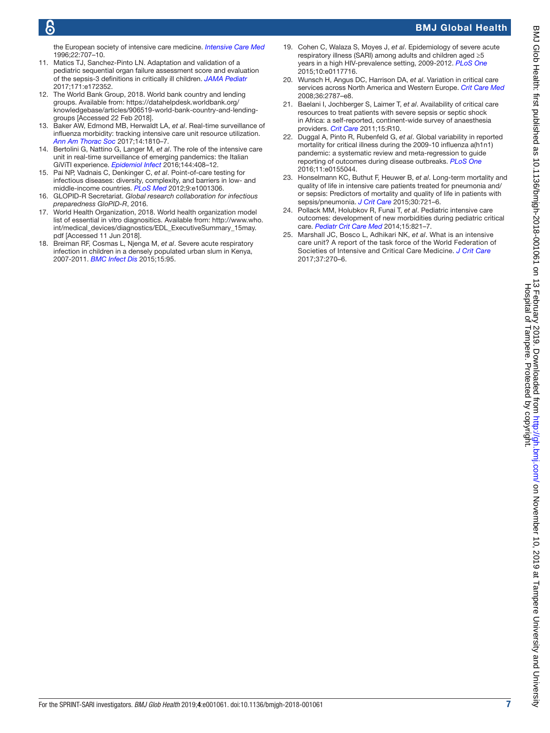the European society of intensive care medicine. *Intensive Care Med* 1996;22:707–10.

11. Matics TJ, Sanchez-Pinto LN. Adaptation and validation of a pediatric sequential organ failure assessment score and evaluation of the sepsis-3 definitions in critically ill children. *JAMA Pediatr* 2017;171:e172352.
12. The World Bank Group, 2018. World bank country and lending groups. Available from: https://datahelpdesk.worldbank.org/knowledgebase/articles/906519-world-bank-country-and-lending-groups [Accessed 22 Feb 2018].
13. Baker AW, Edmond MB, Herwaldt LA, *et al*. Real-time surveillance of influenza morbidity: tracking intensive care unit resource utilization. *Ann Am Thorac Soc* 2017;14:1810–7.
14. Bertolini G, Nattino G, Langer M, *et al*. The role of the intensive care unit in real-time surveillance of emerging pandemics: the Italian GiViTI experience. *Epidemiol Infect* 2016;144:408–12.
15. Pai NP, Vadnais C, Denkinger C, *et al*. Point-of-care testing for infectious diseases: diversity, complexity, and barriers in low- and middle-income countries. *PLoS Med* 2012;9:e1001306.
16. GLOPID-R Secretariat. *Global research collaboration for infectious preparedness GloPID-R*, 2016.
17. World Health Organization, 2018. World health organization model list of essential in vitro diagnostics. Available from: http://www.who.int/medical_devices/diagnostics/EDL_ExecutiveSummary_15may.pdf [Accessed 11 Jun 2018].
18. Breiman RF, Cosmas L, Njenga M, *et al*. Severe acute respiratory infection in children in a densely populated urban slum in Kenya, 2007-2011. *BMC Infect Dis* 2015;15:95.
19. Cohen C, Walaza S, Moyes J, *et al*. Epidemiology of severe acute respiratory illness (SARI) among adults and children aged ≥5 years in a high HIV-prevalence setting, 2009-2012. *PLoS One* 2015;10:e0117716.
20. Wunsch H, Angus DC, Harrison DA, *et al*. Variation in critical care services across North America and Western Europe. *Crit Care Med* 2008;36:2787–e8.
21. Baelani I, Jochberger S, Laimer T, *et al*. Availability of critical care resources to treat patients with severe sepsis or septic shock in Africa: a self-reported, continent-wide survey of anaesthesia providers. *Crit Care* 2011;15:R10.
22. Duggal A, Pinto R, Rubenfeld G, *et al*. Global variability in reported mortality for critical illness during the 2009-10 influenza a(h1n1) pandemic: a systematic review and meta-regression to guide reporting of outcomes during disease outbreaks. *PLoS One* 2016;11:e0155044.
23. Honselmann KC, Buthut F, Heuwer B, *et al*. Long-term mortality and quality of life in intensive care patients treated for pneumonia and/or sepsis: Predictors of mortality and quality of life in patients with sepsis/pneumonia. *J Crit Care* 2015;30:721–6.
24. Pollack MM, Holubkov R, Funai T, *et al*. Pediatric intensive care outcomes: development of new morbidities during pediatric critical care. *Pediatr Crit Care Med* 2014;15:821–7.
25. Marshall JC, Bosco L, Adhikari NK, *et al*. What is an intensive care unit? A report of the task force of the World Federation of Societies of Intensive and Critical Care Medicine. *J Crit Care* 2017;37:270–6.